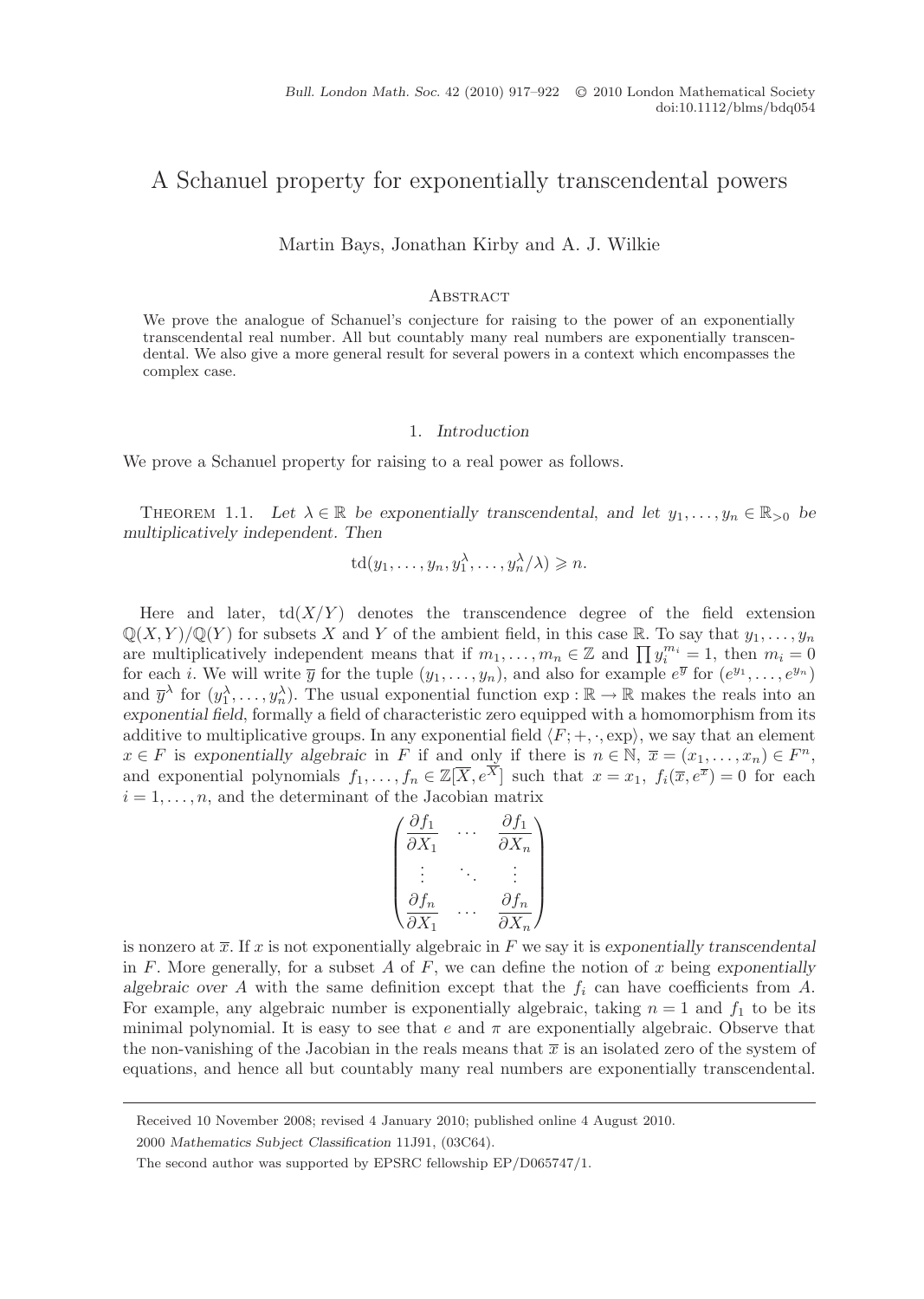# A Schanuel property for exponentially transcendental powers

Martin Bays, Jonathan Kirby and A. J. Wilkie

## Abstract

We prove the analogue of Schanuel's conjecture for raising to the power of an exponentially transcendental real number. All but countably many real numbers are exponentially transcendental. We also give a more general result for several powers in a context which encompasses the complex case.

## 1. *Introduction*

We prove a Schanuel property for raising to a real power as follows.

Theorem 1.1. *Let $\lambda \in \mathbb{R}$ be exponentially transcendental, and let $y_1, \ldots, y_n \in \mathbb{R}_{>0}$ be multiplicatively independent. Then*

$$\operatorname{td}(y_1, \ldots, y_n, y_1^\lambda, \ldots, y_n^\lambda/\lambda) \geqslant n.$$

Here and later, $\operatorname{td}(X/Y)$ denotes the transcendence degree of the field extension $\mathbb{Q}(X, Y)/\mathbb{Q}(Y)$ for subsets $X$ and $Y$ of the ambient field, in this case $\mathbb{R}$. To say that $y_1, \ldots, y_n$ are multiplicatively independent means that if $m_1, \ldots, m_n \in \mathbb{Z}$ and $\prod y_i^{m_i} = 1$, then $m_i = 0$ for each $i$. We will write $\overline{y}$ for the tuple $(y_1, \ldots, y_n)$, and also for example $e^{\overline{y}}$ for $(e^{y_1}, \ldots, e^{y_n})$ and $\overline{y}^\lambda$ for $(y_1^\lambda, \ldots, y_n^\lambda)$. The usual exponential function $\exp : \mathbb{R} \to \mathbb{R}$ makes the reals into an *exponential field*, formally a field of characteristic zero equipped with a homomorphism from its additive to multiplicative groups. In any exponential field $\langle F; +, \cdot, \exp\rangle$, we say that an element $x \in F$ is *exponentially algebraic* in $F$ if and only if there is $n \in \mathbb{N}$, $\overline{x} = (x_1, \ldots, x_n) \in F^n$, and exponential polynomials $f_1, \ldots, f_n \in \mathbb{Z}[\overline{X}, e^{\overline{X}}]$ such that $x = x_1$, $f_i(\overline{x}, e^{\overline{x}}) = 0$ for each $i = 1, \ldots, n$, and the determinant of the Jacobian matrix

$$\begin{pmatrix} \dfrac{\partial f_1}{\partial X_1} & \cdots & \dfrac{\partial f_1}{\partial X_n} \\ \vdots & \ddots & \vdots \\ \dfrac{\partial f_n}{\partial X_1} & \cdots & \dfrac{\partial f_n}{\partial X_n} \end{pmatrix}$$

is nonzero at $\overline{x}$. If $x$ is not exponentially algebraic in $F$ we say it is *exponentially transcendental* in $F$. More generally, for a subset $A$ of $F$, we can define the notion of $x$ being *exponentially algebraic over $A$* with the same definition except that the $f_i$ can have coefficients from $A$. For example, any algebraic number is exponentially algebraic, taking $n = 1$ and $f_1$ to be its minimal polynomial. It is easy to see that $e$ and $\pi$ are exponentially algebraic. Observe that the non-vanishing of the Jacobian in the reals means that $\overline{x}$ is an isolated zero of the system of equations, and hence all but countably many real numbers are exponentially transcendental.

Received 10 November 2008; revised 4 January 2010; published online 4 August 2010.

2000 *Mathematics Subject Classification* 11J91, (03C64).

The second author was supported by EPSRC fellowship EP/D065747/1.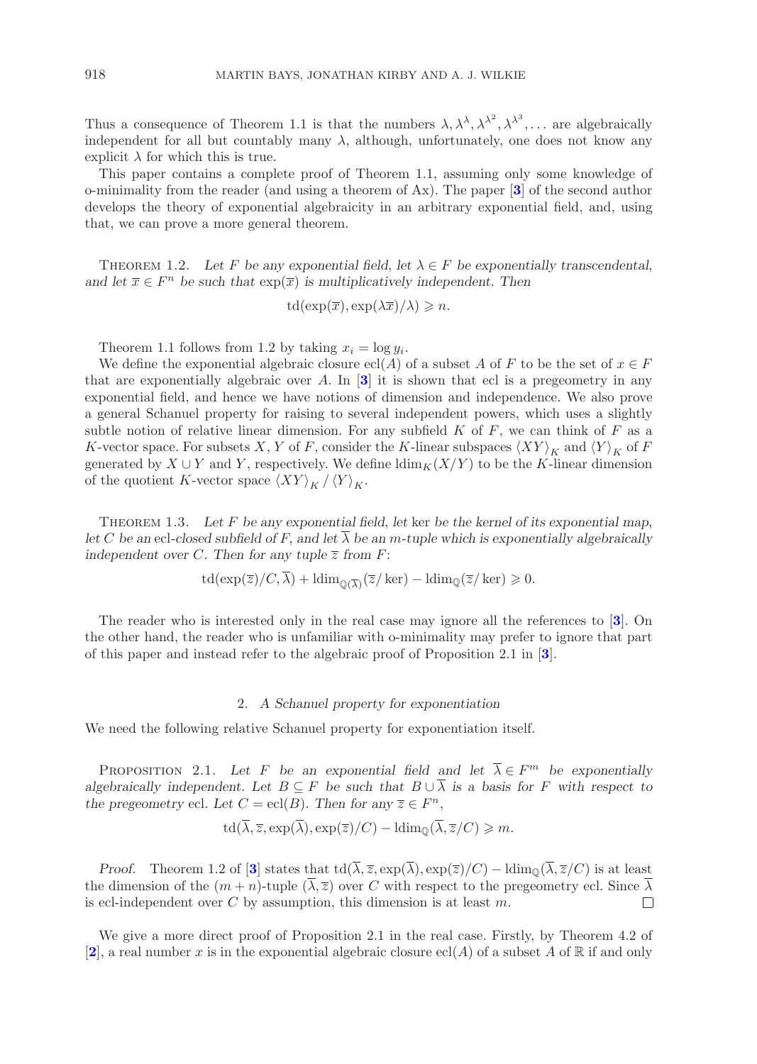Thus a consequence of Theorem 1.1 is that the numbers $\lambda, \lambda^\lambda, \lambda^{\lambda^2}, \lambda^{\lambda^3}, \dots$ are algebraically independent for all but countably many $\lambda$, although, unfortunately, one does not know any explicit $\lambda$ for which this is true.

This paper contains a complete proof of Theorem 1.1, assuming only some knowledge of o-minimality from the reader (and using a theorem of Ax). The paper [3] of the second author develops the theory of exponential algebraicity in an arbitrary exponential field, and, using that, we can prove a more general theorem.

Theorem 1.2. *Let $F$ be any exponential field, let $\lambda \in F$ be exponentially transcendental, and let $\overline{x} \in F^n$ be such that $\exp(\overline{x})$ is multiplicatively independent. Then*

$$\operatorname{td}(\exp(\overline{x}), \exp(\lambda\overline{x})/\lambda) \geqslant n.$$

Theorem 1.1 follows from 1.2 by taking $x_i = \log y_i$.

We define the exponential algebraic closure $\operatorname{ecl}(A)$ of a subset $A$ of $F$ to be the set of $x \in F$ that are exponentially algebraic over $A$. In [3] it is shown that ecl is a pregeometry in any exponential field, and hence we have notions of dimension and independence. We also prove a general Schanuel property for raising to several independent powers, which uses a slightly subtle notion of relative linear dimension. For any subfield $K$ of $F$, we can think of $F$ as a $K$-vector space. For subsets $X$, $Y$ of $F$, consider the $K$-linear subspaces $\langle XY\rangle_K$ and $\langle Y\rangle_K$ of $F$ generated by $X \cup Y$ and $Y$, respectively. We define $\operatorname{ldim}_K(X/Y)$ to be the $K$-linear dimension of the quotient $K$-vector space $\langle XY\rangle_K / \langle Y\rangle_K$.

Theorem 1.3. *Let $F$ be any exponential field, let* ker *be the kernel of its exponential map, let $C$ be an* ecl*-closed subfield of $F$, and let $\overline{\lambda}$ be an $m$-tuple which is exponentially algebraically independent over $C$. Then for any tuple $\overline{z}$ from $F$:*

$$\operatorname{td}(\exp(\overline{z})/C, \overline{\lambda}) + \operatorname{ldim}_{\mathbb{Q}(\overline{\lambda})}(\overline{z}/\ker) - \operatorname{ldim}_{\mathbb{Q}}(\overline{z}/\ker) \geqslant 0.$$

The reader who is interested only in the real case may ignore all the references to [3]. On the other hand, the reader who is unfamiliar with o-minimality may prefer to ignore that part of this paper and instead refer to the algebraic proof of Proposition 2.1 in [3].

## 2. *A Schanuel property for exponentiation*

We need the following relative Schanuel property for exponentiation itself.

Proposition 2.1. *Let $F$ be an exponential field and let $\overline{\lambda} \in F^m$ be exponentially algebraically independent. Let $B \subseteq F$ be such that $B \cup \overline{\lambda}$ is a basis for $F$ with respect to the pregeometry* ecl. *Let $C = \operatorname{ecl}(B)$. Then for any $\overline{z} \in F^n$,*

$$\operatorname{td}(\overline{\lambda}, \overline{z}, \exp(\overline{\lambda}), \exp(\overline{z})/C) - \operatorname{ldim}_{\mathbb{Q}}(\overline{\lambda}, \overline{z}/C) \geqslant m.$$

*Proof.* Theorem 1.2 of [3] states that $\operatorname{td}(\overline{\lambda}, \overline{z}, \exp(\overline{\lambda}), \exp(\overline{z})/C) - \operatorname{ldim}_{\mathbb{Q}}(\overline{\lambda}, \overline{z}/C)$ is at least the dimension of the $(m+n)$-tuple $(\overline{\lambda}, \overline{z})$ over $C$ with respect to the pregeometry ecl. Since $\overline{\lambda}$ is ecl-independent over $C$ by assumption, this dimension is at least $m$. □

We give a more direct proof of Proposition 2.1 in the real case. Firstly, by Theorem 4.2 of [2], a real number $x$ is in the exponential algebraic closure $\operatorname{ecl}(A)$ of a subset $A$ of $\mathbb{R}$ if and only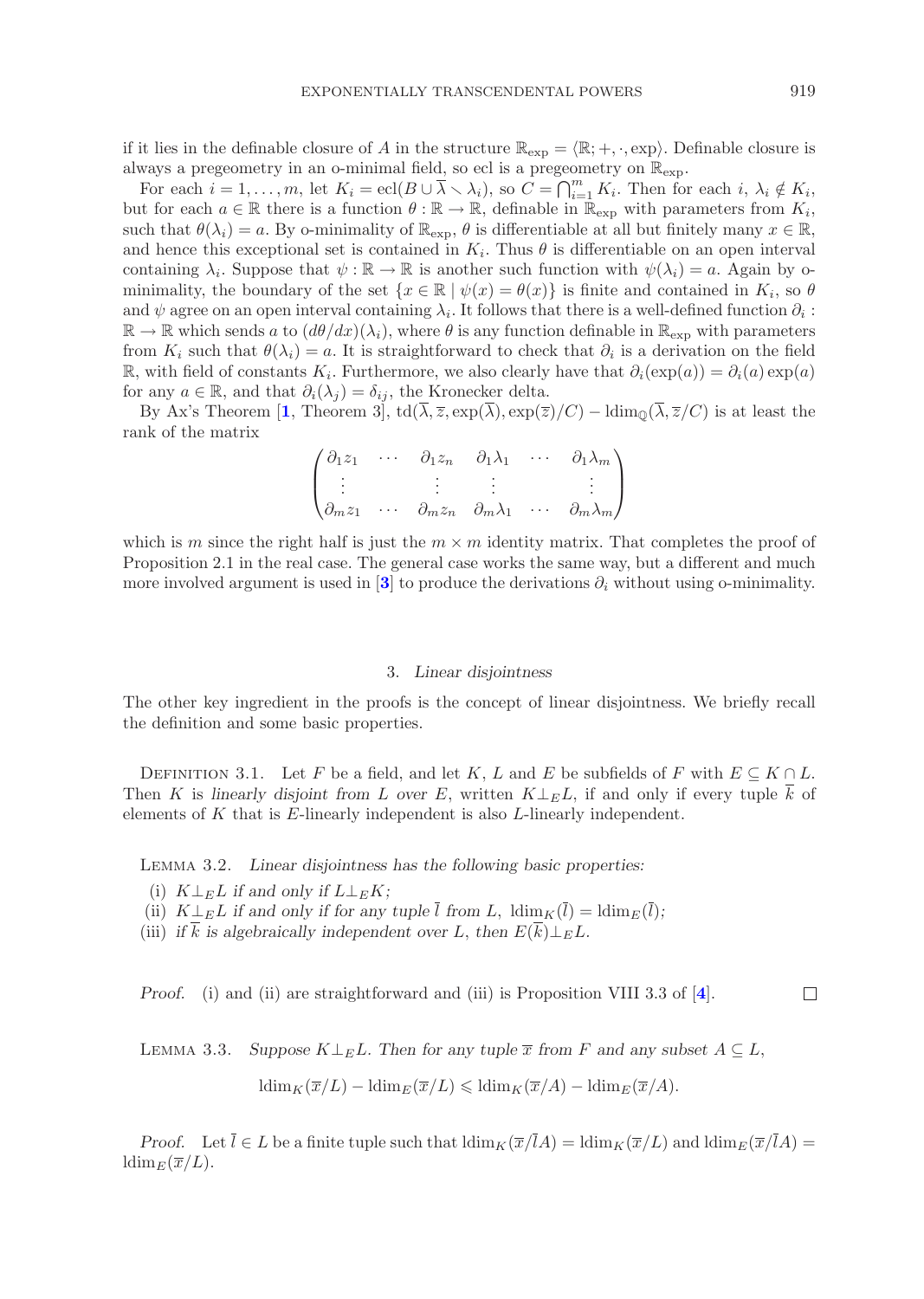if it lies in the definable closure of $A$ in the structure $\mathbb{R}_{\exp} = \langle \mathbb{R}; +, \cdot, \exp\rangle$. Definable closure is always a pregeometry in an o-minimal field, so ecl is a pregeometry on $\mathbb{R}_{\exp}$.

For each $i = 1, \ldots, m$, let $K_i = \operatorname{ecl}(B \cup \overline{\lambda} \smallsetminus \lambda_i)$, so $C = \bigcap_{i=1}^m K_i$. Then for each $i$, $\lambda_i \notin K_i$, but for each $a \in \mathbb{R}$ there is a function $\theta : \mathbb{R} \to \mathbb{R}$, definable in $\mathbb{R}_{\exp}$ with parameters from $K_i$, such that $\theta(\lambda_i) = a$. By o-minimality of $\mathbb{R}_{\exp}$, $\theta$ is differentiable at all but finitely many $x \in \mathbb{R}$, and hence this exceptional set is contained in $K_i$. Thus $\theta$ is differentiable on an open interval containing $\lambda_i$. Suppose that $\psi : \mathbb{R} \to \mathbb{R}$ is another such function with $\psi(\lambda_i) = a$. Again by o-minimality, the boundary of the set $\{x \in \mathbb{R} \mid \psi(x) = \theta(x)\}$ is finite and contained in $K_i$, so $\theta$ and $\psi$ agree on an open interval containing $\lambda_i$. It follows that there is a well-defined function $\partial_i : \mathbb{R} \to \mathbb{R}$ which sends $a$ to $(d\theta/dx)(\lambda_i)$, where $\theta$ is any function definable in $\mathbb{R}_{\exp}$ with parameters from $K_i$ such that $\theta(\lambda_i) = a$. It is straightforward to check that $\partial_i$ is a derivation on the field $\mathbb{R}$, with field of constants $K_i$. Furthermore, we also clearly have that $\partial_i(\exp(a)) = \partial_i(a)\exp(a)$ for any $a \in \mathbb{R}$, and that $\partial_i(\lambda_j) = \delta_{ij}$, the Kronecker delta.

By Ax's Theorem [1, Theorem 3], $\operatorname{td}(\overline{\lambda}, \overline{z}, \exp(\overline{\lambda}), \exp(\overline{z})/C) - \operatorname{ldim}_{\mathbb{Q}}(\overline{\lambda}, \overline{z}/C)$ is at least the rank of the matrix

$$\begin{pmatrix} \partial_1 z_1 & \cdots & \partial_1 z_n & \partial_1 \lambda_1 & \cdots & \partial_1 \lambda_m \\ \vdots & & \vdots & \vdots & & \vdots \\ \partial_m z_1 & \cdots & \partial_m z_n & \partial_m \lambda_1 & \cdots & \partial_m \lambda_m \end{pmatrix}$$

which is $m$ since the right half is just the $m \times m$ identity matrix. That completes the proof of Proposition 2.1 in the real case. The general case works the same way, but a different and much more involved argument is used in [3] to produce the derivations $\partial_i$ without using o-minimality.

## 3. *Linear disjointness*

The other key ingredient in the proofs is the concept of linear disjointness. We briefly recall the definition and some basic properties.

Definition 3.1. Let $F$ be a field, and let $K$, $L$ and $E$ be subfields of $F$ with $E \subseteq K \cap L$. Then $K$ is *linearly disjoint from $L$ over $E$*, written $K \perp_E L$, if and only if every tuple $\overline{k}$ of elements of $K$ that is $E$-linearly independent is also $L$-linearly independent.

Lemma 3.2. *Linear disjointness has the following basic properties:*

(i) *$K \perp_E L$ if and only if $L \perp_E K$;*
(ii) *$K \perp_E L$ if and only if for any tuple $\overline{l}$ from $L$, $\operatorname{ldim}_K(\overline{l}) = \operatorname{ldim}_E(\overline{l})$;*
(iii) *if $\overline{k}$ is algebraically independent over $L$, then $E(\overline{k}) \perp_E L$.*

*Proof.* (i) and (ii) are straightforward and (iii) is Proposition VIII 3.3 of [4]. □

Lemma 3.3. *Suppose $K \perp_E L$. Then for any tuple $\overline{x}$ from $F$ and any subset $A \subseteq L$,*

$$\operatorname{ldim}_K(\overline{x}/L) - \operatorname{ldim}_E(\overline{x}/L) \leqslant \operatorname{ldim}_K(\overline{x}/A) - \operatorname{ldim}_E(\overline{x}/A).$$

*Proof.* Let $\overline{l} \in L$ be a finite tuple such that $\operatorname{ldim}_K(\overline{x}/\overline{l}A) = \operatorname{ldim}_K(\overline{x}/L)$ and $\operatorname{ldim}_E(\overline{x}/\overline{l}A) = \operatorname{ldim}_E(\overline{x}/L)$.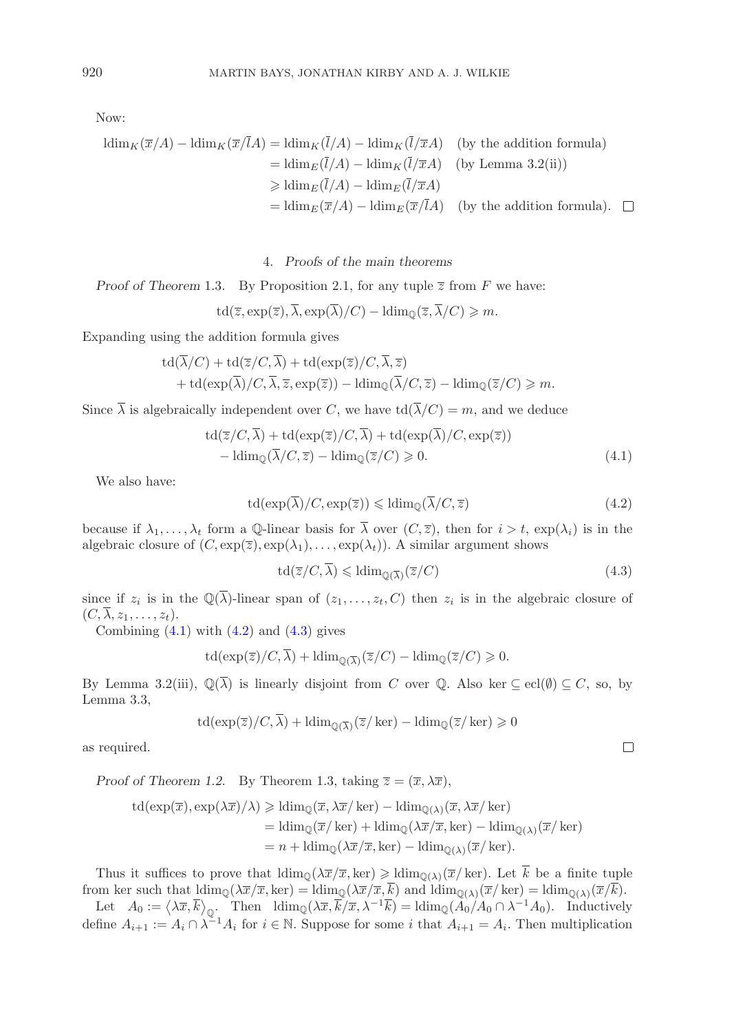Now:

$$\begin{aligned}
\mathrm{ldim}_K(\overline{x}/A) - \mathrm{ldim}_K(\overline{x}/\overline{l}A) &= \mathrm{ldim}_K(\overline{l}/A) - \mathrm{ldim}_K(\overline{l}/\overline{x}A) \quad \text{(by the addition formula)}\\
&= \mathrm{ldim}_E(\overline{l}/A) - \mathrm{ldim}_K(\overline{l}/\overline{x}A) \quad \text{(by Lemma 3.2(ii))}\\
&\geqslant \mathrm{ldim}_E(\overline{l}/A) - \mathrm{ldim}_E(\overline{l}/\overline{x}A)\\
&= \mathrm{ldim}_E(\overline{x}/A) - \mathrm{ldim}_E(\overline{x}/\overline{l}A) \quad \text{(by the addition formula).} \quad \square
\end{aligned}$$

## 4. *Proofs of the main theorems*

*Proof of Theorem* 1.3. By Proposition 2.1, for any tuple $\overline{z}$ from $F$ we have:

$$\mathrm{td}(\overline{z}, \exp(\overline{z}), \overline{\lambda}, \exp(\overline{\lambda})/C) - \mathrm{ldim}_{\mathbb{Q}}(\overline{z}, \overline{\lambda}/C) \geqslant m.$$

Expanding using the addition formula gives

$$\begin{aligned}
&\mathrm{td}(\overline{\lambda}/C) + \mathrm{td}(\overline{z}/C, \overline{\lambda}) + \mathrm{td}(\exp(\overline{z})/C, \overline{\lambda}, \overline{z})\\
&\quad + \mathrm{td}(\exp(\overline{\lambda})/C, \overline{\lambda}, \overline{z}, \exp(\overline{z})) - \mathrm{ldim}_{\mathbb{Q}}(\overline{\lambda}/C, \overline{z}) - \mathrm{ldim}_{\mathbb{Q}}(\overline{z}/C) \geqslant m.
\end{aligned}$$

Since $\overline{\lambda}$ is algebraically independent over $C$, we have $\mathrm{td}(\overline{\lambda}/C) = m$, and we deduce

$$\begin{aligned}
&\mathrm{td}(\overline{z}/C, \overline{\lambda}) + \mathrm{td}(\exp(\overline{z})/C, \overline{\lambda}) + \mathrm{td}(\exp(\overline{\lambda})/C, \exp(\overline{z}))\\
&\quad - \mathrm{ldim}_{\mathbb{Q}}(\overline{\lambda}/C, \overline{z}) - \mathrm{ldim}_{\mathbb{Q}}(\overline{z}/C) \geqslant 0.
\end{aligned} \tag{4.1}$$

We also have:

$$\mathrm{td}(\exp(\overline{\lambda})/C, \exp(\overline{z})) \leqslant \mathrm{ldim}_{\mathbb{Q}}(\overline{\lambda}/C, \overline{z}) \tag{4.2}$$

because if $\lambda_1, \ldots, \lambda_t$ form a $\mathbb{Q}$-linear basis for $\overline{\lambda}$ over $(C, \overline{z})$, then for $i > t$, $\exp(\lambda_i)$ is in the algebraic closure of $(C, \exp(\overline{z}), \exp(\lambda_1), \ldots, \exp(\lambda_t))$. A similar argument shows

$$\mathrm{td}(\overline{z}/C, \overline{\lambda}) \leqslant \mathrm{ldim}_{\mathbb{Q}(\overline{\lambda})}(\overline{z}/C) \tag{4.3}$$

since if $z_i$ is in the $\mathbb{Q}(\overline{\lambda})$-linear span of $(z_1, \ldots, z_t, C)$ then $z_i$ is in the algebraic closure of $(C, \overline{\lambda}, z_1, \ldots, z_t)$.

Combining (4.1) with (4.2) and (4.3) gives

$$\mathrm{td}(\exp(\overline{z})/C, \overline{\lambda}) + \mathrm{ldim}_{\mathbb{Q}(\overline{\lambda})}(\overline{z}/C) - \mathrm{ldim}_{\mathbb{Q}}(\overline{z}/C) \geqslant 0.$$

By Lemma 3.2(iii), $\mathbb{Q}(\overline{\lambda})$ is linearly disjoint from $C$ over $\mathbb{Q}$. Also $\ker \subseteq \mathrm{ecl}(\emptyset) \subseteq C$, so, by Lemma 3.3,

$$\mathrm{td}(\exp(\overline{z})/C, \overline{\lambda}) + \mathrm{ldim}_{\mathbb{Q}(\overline{\lambda})}(\overline{z}/\ker) - \mathrm{ldim}_{\mathbb{Q}}(\overline{z}/\ker) \geqslant 0$$

as required. $\square$

*Proof of Theorem 1.2.* By Theorem 1.3, taking $\overline{z} = (\overline{x}, \lambda\overline{x})$,

$$\begin{aligned}
\mathrm{td}(\exp(\overline{x}), \exp(\lambda\overline{x})/\lambda) &\geqslant \mathrm{ldim}_{\mathbb{Q}}(\overline{x}, \lambda\overline{x}/\ker) - \mathrm{ldim}_{\mathbb{Q}(\lambda)}(\overline{x}, \lambda\overline{x}/\ker)\\
&= \mathrm{ldim}_{\mathbb{Q}}(\overline{x}/\ker) + \mathrm{ldim}_{\mathbb{Q}}(\lambda\overline{x}/\overline{x}, \ker) - \mathrm{ldim}_{\mathbb{Q}(\lambda)}(\overline{x}/\ker)\\
&= n + \mathrm{ldim}_{\mathbb{Q}}(\lambda\overline{x}/\overline{x}, \ker) - \mathrm{ldim}_{\mathbb{Q}(\lambda)}(\overline{x}/\ker).
\end{aligned}$$

Thus it suffices to prove that $\mathrm{ldim}_{\mathbb{Q}}(\lambda\overline{x}/\overline{x}, \ker) \geqslant \mathrm{ldim}_{\mathbb{Q}(\lambda)}(\overline{x}/\ker)$. Let $\overline{k}$ be a finite tuple from $\ker$ such that $\mathrm{ldim}_{\mathbb{Q}}(\lambda\overline{x}/\overline{x}, \ker) = \mathrm{ldim}_{\mathbb{Q}}(\lambda\overline{x}/\overline{x}, \overline{k})$ and $\mathrm{ldim}_{\mathbb{Q}(\lambda)}(\overline{x}/\ker) = \mathrm{ldim}_{\mathbb{Q}(\lambda)}(\overline{x}/\overline{k})$.

Let $A_0 := \langle \lambda\overline{x}, \overline{k} \rangle_{\mathbb{Q}}$. Then $\mathrm{ldim}_{\mathbb{Q}}(\lambda\overline{x}, \overline{k}/\overline{x}, \lambda^{-1}\overline{k}) = \mathrm{ldim}_{\mathbb{Q}}(A_0/A_0 \cap \lambda^{-1}A_0)$. Inductively define $A_{i+1} := A_i \cap \lambda^{-1}A_i$ for $i \in \mathbb{N}$. Suppose for some $i$ that $A_{i+1} = A_i$. Then multiplication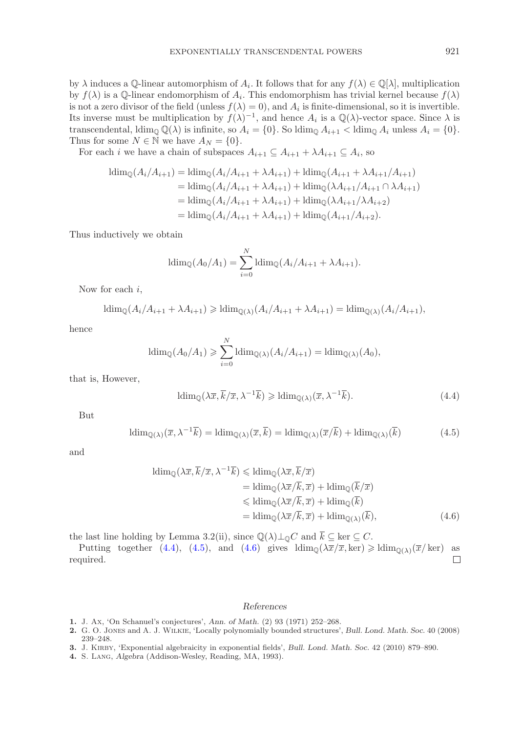by $\lambda$ induces a $\mathbb{Q}$-linear automorphism of $A_i$. It follows that for any $f(\lambda) \in \mathbb{Q}[\lambda]$, multiplication by $f(\lambda)$ is a $\mathbb{Q}$-linear endomorphism of $A_i$. This endomorphism has trivial kernel because $f(\lambda)$ is not a zero divisor of the field (unless $f(\lambda) = 0$), and $A_i$ is finite-dimensional, so it is invertible. Its inverse must be multiplication by $f(\lambda)^{-1}$, and hence $A_i$ is a $\mathbb{Q}(\lambda)$-vector space. Since $\lambda$ is transcendental, $\operatorname{ldim}_{\mathbb{Q}} \mathbb{Q}(\lambda)$ is infinite, so $A_i = \{0\}$. So $\operatorname{ldim}_{\mathbb{Q}} A_{i+1} < \operatorname{ldim}_{\mathbb{Q}} A_i$ unless $A_i = \{0\}$. Thus for some $N \in \mathbb{N}$ we have $A_N = \{0\}$.

For each $i$ we have a chain of subspaces $A_{i+1} \subseteq A_{i+1} + \lambda A_{i+1} \subseteq A_i$, so

$$
\begin{aligned}
\operatorname{ldim}_{\mathbb{Q}}(A_i/A_{i+1}) &= \operatorname{ldim}_{\mathbb{Q}}(A_i/A_{i+1} + \lambda A_{i+1}) + \operatorname{ldim}_{\mathbb{Q}}(A_{i+1} + \lambda A_{i+1}/A_{i+1}) \\
&= \operatorname{ldim}_{\mathbb{Q}}(A_i/A_{i+1} + \lambda A_{i+1}) + \operatorname{ldim}_{\mathbb{Q}}(\lambda A_{i+1}/A_{i+1} \cap \lambda A_{i+1}) \\
&= \operatorname{ldim}_{\mathbb{Q}}(A_i/A_{i+1} + \lambda A_{i+1}) + \operatorname{ldim}_{\mathbb{Q}}(\lambda A_{i+1}/\lambda A_{i+2}) \\
&= \operatorname{ldim}_{\mathbb{Q}}(A_i/A_{i+1} + \lambda A_{i+1}) + \operatorname{ldim}_{\mathbb{Q}}(A_{i+1}/A_{i+2}).
\end{aligned}
$$

Thus inductively we obtain

$$
\operatorname{ldim}_{\mathbb{Q}}(A_0/A_1) = \sum_{i=0}^{N} \operatorname{ldim}_{\mathbb{Q}}(A_i/A_{i+1} + \lambda A_{i+1}).
$$

Now for each $i$,

$$
\operatorname{ldim}_{\mathbb{Q}}(A_i/A_{i+1} + \lambda A_{i+1}) \geqslant \operatorname{ldim}_{\mathbb{Q}(\lambda)}(A_i/A_{i+1} + \lambda A_{i+1}) = \operatorname{ldim}_{\mathbb{Q}(\lambda)}(A_i/A_{i+1}),
$$

hence

$$
\operatorname{ldim}_{\mathbb{Q}}(A_0/A_1) \geqslant \sum_{i=0}^{N} \operatorname{ldim}_{\mathbb{Q}(\lambda)}(A_i/A_{i+1}) = \operatorname{ldim}_{\mathbb{Q}(\lambda)}(A_0),
$$

that is, However,

$$
\operatorname{ldim}_{\mathbb{Q}}(\lambda\overline{x}, \overline{k}/\overline{x}, \lambda^{-1}\overline{k}) \geqslant \operatorname{ldim}_{\mathbb{Q}(\lambda)}(\overline{x}, \lambda^{-1}\overline{k}). \tag{4.4}
$$

But

$$
\operatorname{ldim}_{\mathbb{Q}(\lambda)}(\overline{x}, \lambda^{-1}\overline{k}) = \operatorname{ldim}_{\mathbb{Q}(\lambda)}(\overline{x}, \overline{k}) = \operatorname{ldim}_{\mathbb{Q}(\lambda)}(\overline{x}/\overline{k}) + \operatorname{ldim}_{\mathbb{Q}(\lambda)}(\overline{k}) \tag{4.5}
$$

and

$$
\begin{aligned}
\operatorname{ldim}_{\mathbb{Q}}(\lambda\overline{x}, \overline{k}/\overline{x}, \lambda^{-1}\overline{k}) &\leqslant \operatorname{ldim}_{\mathbb{Q}}(\lambda\overline{x}, \overline{k}/\overline{x}) \\
&= \operatorname{ldim}_{\mathbb{Q}}(\lambda\overline{x}/\overline{k}, \overline{x}) + \operatorname{ldim}_{\mathbb{Q}}(\overline{k}/\overline{x}) \\
&\leqslant \operatorname{ldim}_{\mathbb{Q}}(\lambda\overline{x}/\overline{k}, \overline{x}) + \operatorname{ldim}_{\mathbb{Q}}(\overline{k}) \\
&= \operatorname{ldim}_{\mathbb{Q}}(\lambda\overline{x}/\overline{k}, \overline{x}) + \operatorname{ldim}_{\mathbb{Q}(\lambda)}(\overline{k}),
\end{aligned} \tag{4.6}
$$

the last line holding by Lemma 3.2(ii), since $\mathbb{Q}(\lambda) \perp_{\mathbb{Q}} C$ and $\overline{k} \subseteq \ker \subseteq C$.

Putting together (4.4), (4.5), and (4.6) gives $\operatorname{ldim}_{\mathbb{Q}}(\lambda\overline{x}/\overline{x}, \ker) \geqslant \operatorname{ldim}_{\mathbb{Q}(\lambda)}(\overline{x}/\ker)$ as required. $\square$

## References

1. J. Ax, 'On Schanuel's conjectures', *Ann. of Math.* (2) 93 (1971) 252–268.
2. G. O. Jones and A. J. Wilkie, 'Locally polynomially bounded structures', *Bull. Lond. Math. Soc.* 40 (2008) 239–248.
3. J. Kirby, 'Exponential algebraicity in exponential fields', *Bull. Lond. Math. Soc.* 42 (2010) 879–890.
4. S. Lang, *Algebra* (Addison-Wesley, Reading, MA, 1993).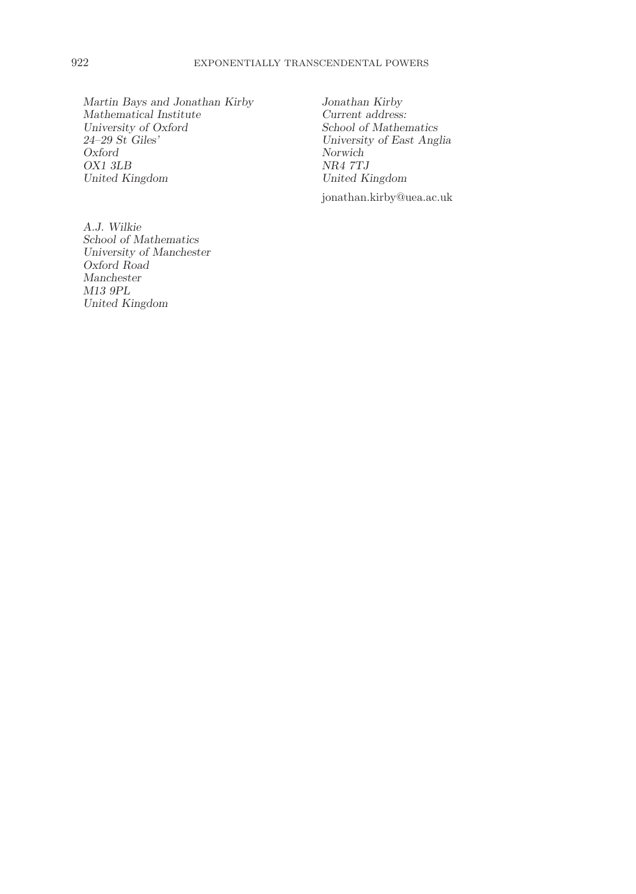*Martin Bays and Jonathan Kirby*
*Mathematical Institute*
*University of Oxford*
*24–29 St Giles'*
*Oxford*
*OX1 3LB*
*United Kingdom*

*Jonathan Kirby*
*Current address:*
*School of Mathematics*
*University of East Anglia*
*Norwich*
*NR4 7TJ*
*United Kingdom*

jonathan.kirby@uea.ac.uk

*A.J. Wilkie*
*School of Mathematics*
*University of Manchester*
*Oxford Road*
*Manchester*
*M13 9PL*
*United Kingdom*